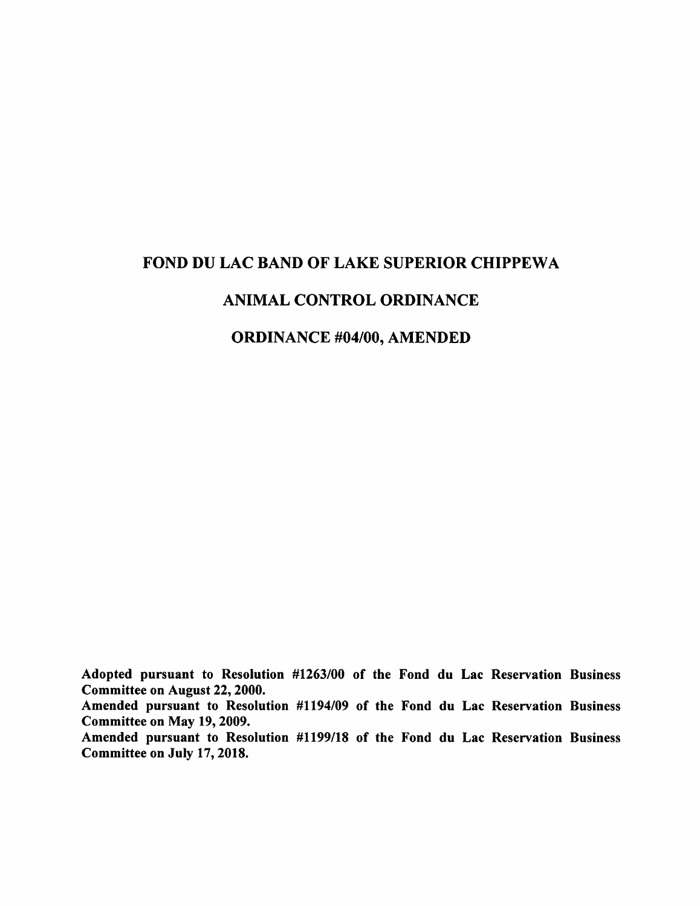# FOND DU LAC BAND OF LAKE SUPERIOR CHIPPEWA

# ANIMAL CONTROL ORDINANCE

# ORDINANCE #04/00, AMENDED

**Adopted pursuant to Resolution #1263/00 of the Fond du Lac Reservation Business Committee on August 22, 2000.**
**Amended pursuant to Resolution #1194/09 of the Fond du Lac Reservation Business Committee on May 19, 2009.**
**Amended pursuant to Resolution #1199/18 of the Fond du Lac Reservation Business Committee on July 17, 2018.**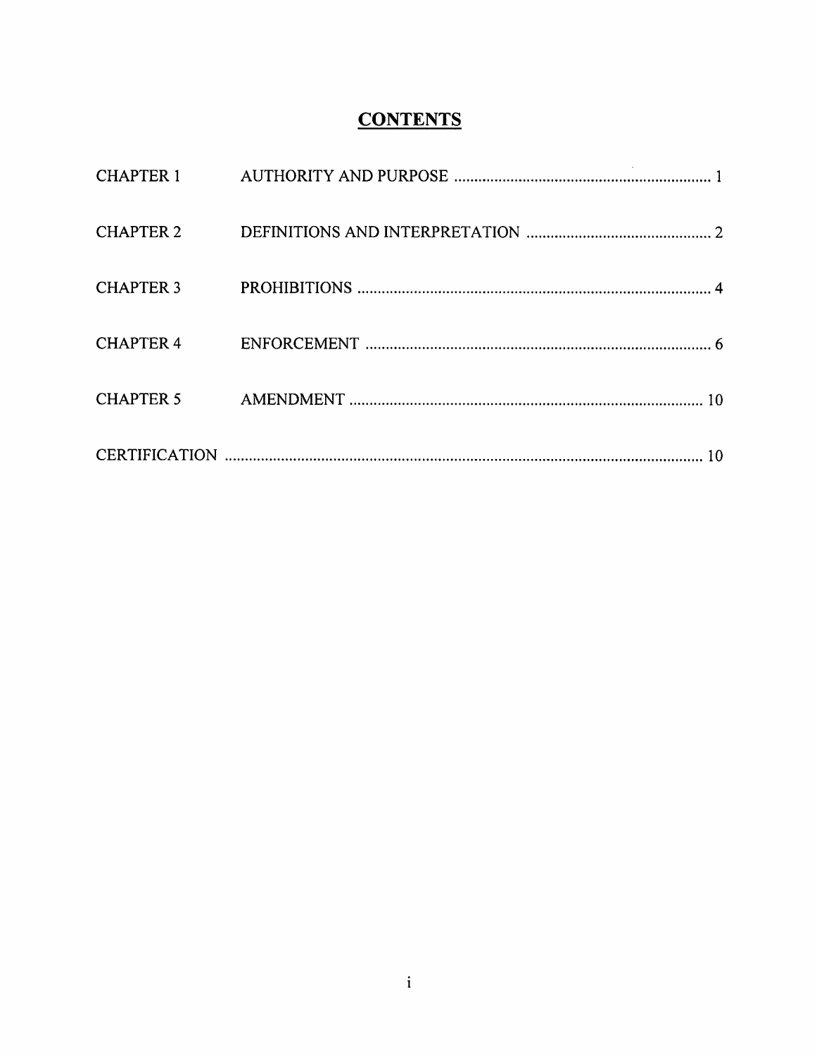# CONTENTS

| | | |
|---|---|---|
| CHAPTER 1 | AUTHORITY AND PURPOSE | 1 |
| CHAPTER 2 | DEFINITIONS AND INTERPRETATION | 2 |
| CHAPTER 3 | PROHIBITIONS | 4 |
| CHAPTER 4 | ENFORCEMENT | 6 |
| CHAPTER 5 | AMENDMENT | 10 |
| CERTIFICATION | | 10 |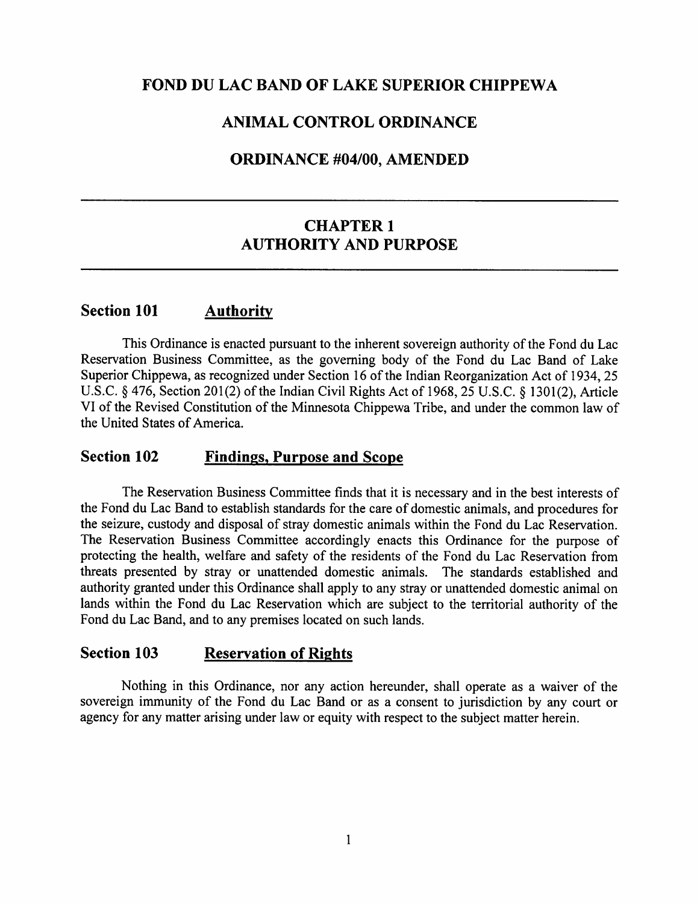# FOND DU LAC BAND OF LAKE SUPERIOR CHIPPEWA

# ANIMAL CONTROL ORDINANCE

# ORDINANCE #04/00, AMENDED

---

## CHAPTER 1
## AUTHORITY AND PURPOSE

---

### Section 101 Authority

This Ordinance is enacted pursuant to the inherent sovereign authority of the Fond du Lac Reservation Business Committee, as the governing body of the Fond du Lac Band of Lake Superior Chippewa, as recognized under Section 16 of the Indian Reorganization Act of 1934, 25 U.S.C. § 476, Section 201(2) of the Indian Civil Rights Act of 1968, 25 U.S.C. § 1301(2), Article VI of the Revised Constitution of the Minnesota Chippewa Tribe, and under the common law of the United States of America.

### Section 102 Findings, Purpose and Scope

The Reservation Business Committee finds that it is necessary and in the best interests of the Fond du Lac Band to establish standards for the care of domestic animals, and procedures for the seizure, custody and disposal of stray domestic animals within the Fond du Lac Reservation. The Reservation Business Committee accordingly enacts this Ordinance for the purpose of protecting the health, welfare and safety of the residents of the Fond du Lac Reservation from threats presented by stray or unattended domestic animals. The standards established and authority granted under this Ordinance shall apply to any stray or unattended domestic animal on lands within the Fond du Lac Reservation which are subject to the territorial authority of the Fond du Lac Band, and to any premises located on such lands.

### Section 103 Reservation of Rights

Nothing in this Ordinance, nor any action hereunder, shall operate as a waiver of the sovereign immunity of the Fond du Lac Band or as a consent to jurisdiction by any court or agency for any matter arising under law or equity with respect to the subject matter herein.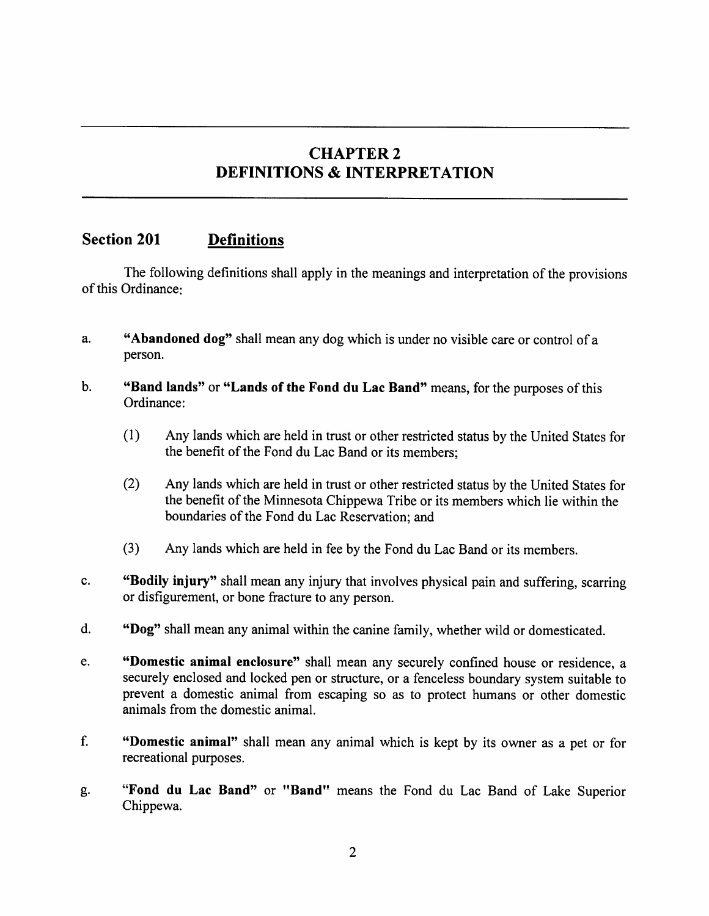# CHAPTER 2
# DEFINITIONS & INTERPRETATION

## Section 201 Definitions

The following definitions shall apply in the meanings and interpretation of the provisions of this Ordinance:

a. **"Abandoned dog"** shall mean any dog which is under no visible care or control of a person.

b. **"Band lands"** or **"Lands of the Fond du Lac Band"** means, for the purposes of this Ordinance:

   (1) Any lands which are held in trust or other restricted status by the United States for the benefit of the Fond du Lac Band or its members;

   (2) Any lands which are held in trust or other restricted status by the United States for the benefit of the Minnesota Chippewa Tribe or its members which lie within the boundaries of the Fond du Lac Reservation; and

   (3) Any lands which are held in fee by the Fond du Lac Band or its members.

c. **"Bodily injury"** shall mean any injury that involves physical pain and suffering, scarring or disfigurement, or bone fracture to any person.

d. **"Dog"** shall mean any animal within the canine family, whether wild or domesticated.

e. **"Domestic animal enclosure"** shall mean any securely confined house or residence, a securely enclosed and locked pen or structure, or a fenceless boundary system suitable to prevent a domestic animal from escaping so as to protect humans or other domestic animals from the domestic animal.

f. **"Domestic animal"** shall mean any animal which is kept by its owner as a pet or for recreational purposes.

g. **"Fond du Lac Band"** or **"Band"** means the Fond du Lac Band of Lake Superior Chippewa.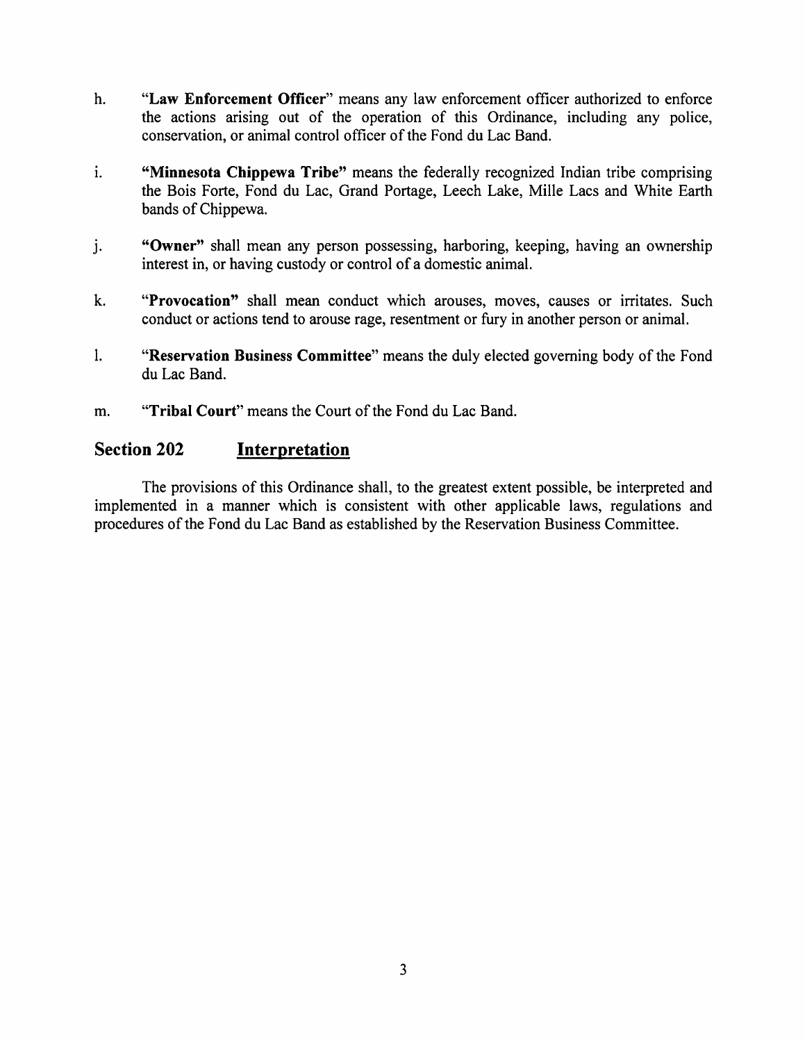h. "**Law Enforcement Officer**" means any law enforcement officer authorized to enforce the actions arising out of the operation of this Ordinance, including any police, conservation, or animal control officer of the Fond du Lac Band.

i. "**Minnesota Chippewa Tribe**" means the federally recognized Indian tribe comprising the Bois Forte, Fond du Lac, Grand Portage, Leech Lake, Mille Lacs and White Earth bands of Chippewa.

j. "**Owner**" shall mean any person possessing, harboring, keeping, having an ownership interest in, or having custody or control of a domestic animal.

k. "**Provocation**" shall mean conduct which arouses, moves, causes or irritates. Such conduct or actions tend to arouse rage, resentment or fury in another person or animal.

l. "**Reservation Business Committee**" means the duly elected governing body of the Fond du Lac Band.

m. "**Tribal Court**" means the Court of the Fond du Lac Band.

## Section 202 Interpretation

The provisions of this Ordinance shall, to the greatest extent possible, be interpreted and implemented in a manner which is consistent with other applicable laws, regulations and procedures of the Fond du Lac Band as established by the Reservation Business Committee.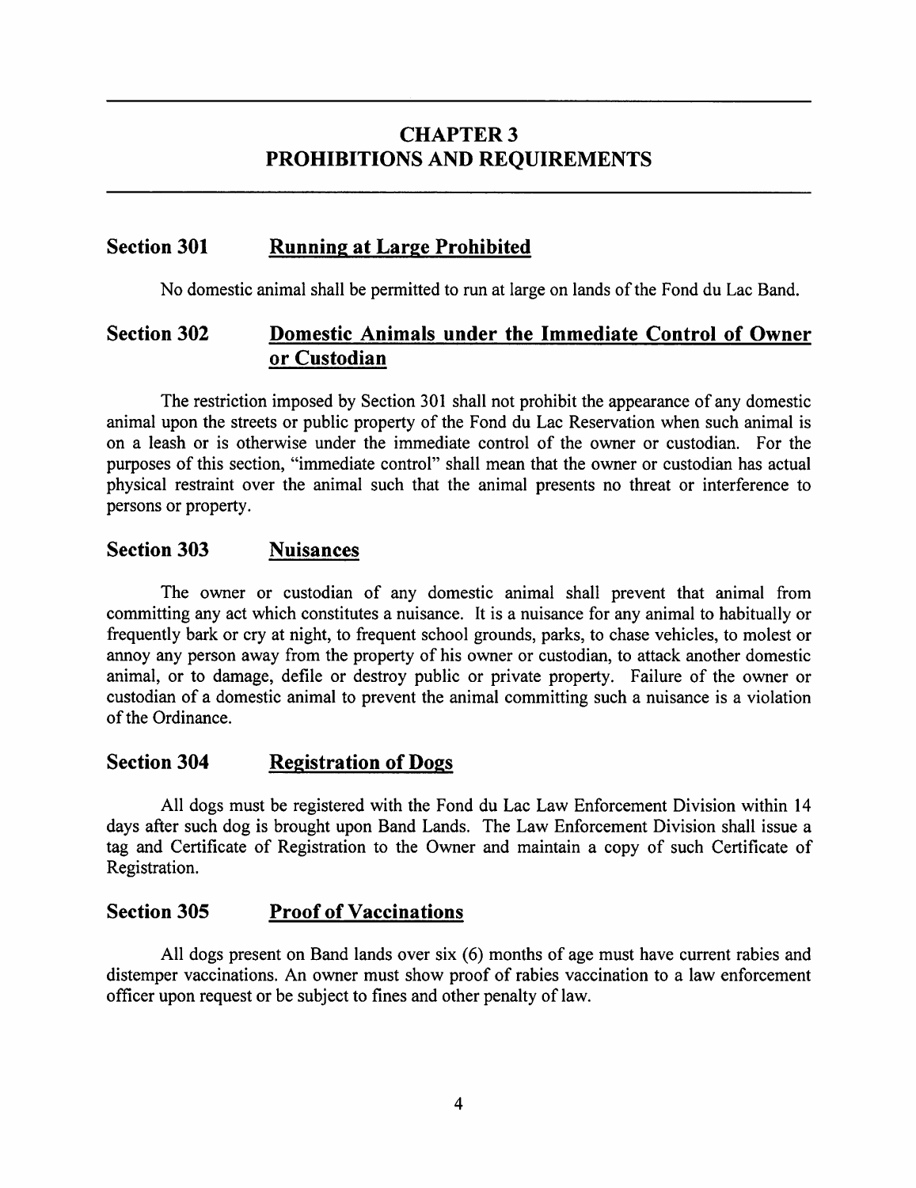# CHAPTER 3
# PROHIBITIONS AND REQUIREMENTS

## Section 301 Running at Large Prohibited

No domestic animal shall be permitted to run at large on lands of the Fond du Lac Band.

## Section 302 Domestic Animals under the Immediate Control of Owner or Custodian

The restriction imposed by Section 301 shall not prohibit the appearance of any domestic animal upon the streets or public property of the Fond du Lac Reservation when such animal is on a leash or is otherwise under the immediate control of the owner or custodian. For the purposes of this section, "immediate control" shall mean that the owner or custodian has actual physical restraint over the animal such that the animal presents no threat or interference to persons or property.

## Section 303 Nuisances

The owner or custodian of any domestic animal shall prevent that animal from committing any act which constitutes a nuisance. It is a nuisance for any animal to habitually or frequently bark or cry at night, to frequent school grounds, parks, to chase vehicles, to molest or annoy any person away from the property of his owner or custodian, to attack another domestic animal, or to damage, defile or destroy public or private property. Failure of the owner or custodian of a domestic animal to prevent the animal committing such a nuisance is a violation of the Ordinance.

## Section 304 Registration of Dogs

All dogs must be registered with the Fond du Lac Law Enforcement Division within 14 days after such dog is brought upon Band Lands. The Law Enforcement Division shall issue a tag and Certificate of Registration to the Owner and maintain a copy of such Certificate of Registration.

## Section 305 Proof of Vaccinations

All dogs present on Band lands over six (6) months of age must have current rabies and distemper vaccinations. An owner must show proof of rabies vaccination to a law enforcement officer upon request or be subject to fines and other penalty of law.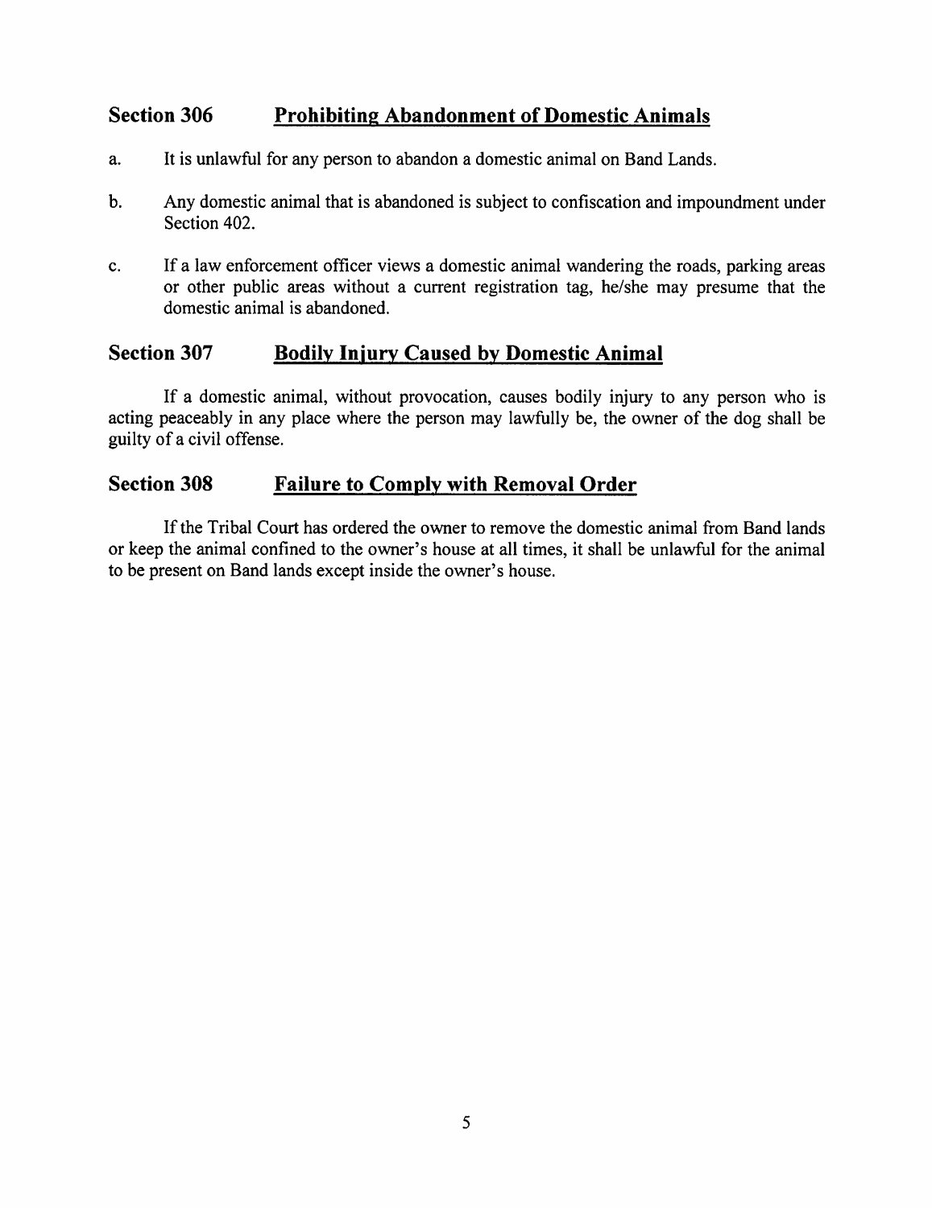## Section 306 Prohibiting Abandonment of Domestic Animals

a. It is unlawful for any person to abandon a domestic animal on Band Lands.

b. Any domestic animal that is abandoned is subject to confiscation and impoundment under Section 402.

c. If a law enforcement officer views a domestic animal wandering the roads, parking areas or other public areas without a current registration tag, he/she may presume that the domestic animal is abandoned.

## Section 307 Bodily Injury Caused by Domestic Animal

If a domestic animal, without provocation, causes bodily injury to any person who is acting peaceably in any place where the person may lawfully be, the owner of the dog shall be guilty of a civil offense.

## Section 308 Failure to Comply with Removal Order

If the Tribal Court has ordered the owner to remove the domestic animal from Band lands or keep the animal confined to the owner's house at all times, it shall be unlawful for the animal to be present on Band lands except inside the owner's house.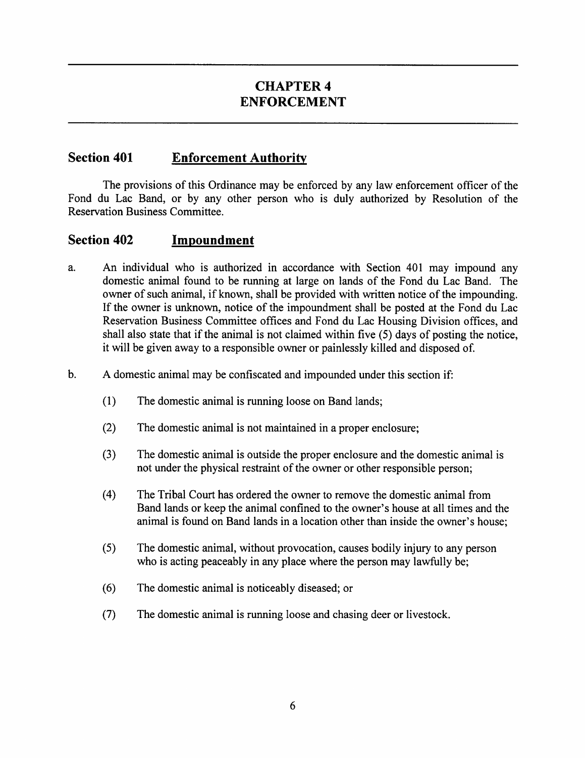# CHAPTER 4
# ENFORCEMENT

## Section 401 Enforcement Authority

The provisions of this Ordinance may be enforced by any law enforcement officer of the Fond du Lac Band, or by any other person who is duly authorized by Resolution of the Reservation Business Committee.

## Section 402 Impoundment

a. An individual who is authorized in accordance with Section 401 may impound any domestic animal found to be running at large on lands of the Fond du Lac Band. The owner of such animal, if known, shall be provided with written notice of the impounding. If the owner is unknown, notice of the impoundment shall be posted at the Fond du Lac Reservation Business Committee offices and Fond du Lac Housing Division offices, and shall also state that if the animal is not claimed within five (5) days of posting the notice, it will be given away to a responsible owner or painlessly killed and disposed of.

b. A domestic animal may be confiscated and impounded under this section if:

   (1) The domestic animal is running loose on Band lands;

   (2) The domestic animal is not maintained in a proper enclosure;

   (3) The domestic animal is outside the proper enclosure and the domestic animal is not under the physical restraint of the owner or other responsible person;

   (4) The Tribal Court has ordered the owner to remove the domestic animal from Band lands or keep the animal confined to the owner's house at all times and the animal is found on Band lands in a location other than inside the owner's house;

   (5) The domestic animal, without provocation, causes bodily injury to any person who is acting peaceably in any place where the person may lawfully be;

   (6) The domestic animal is noticeably diseased; or

   (7) The domestic animal is running loose and chasing deer or livestock.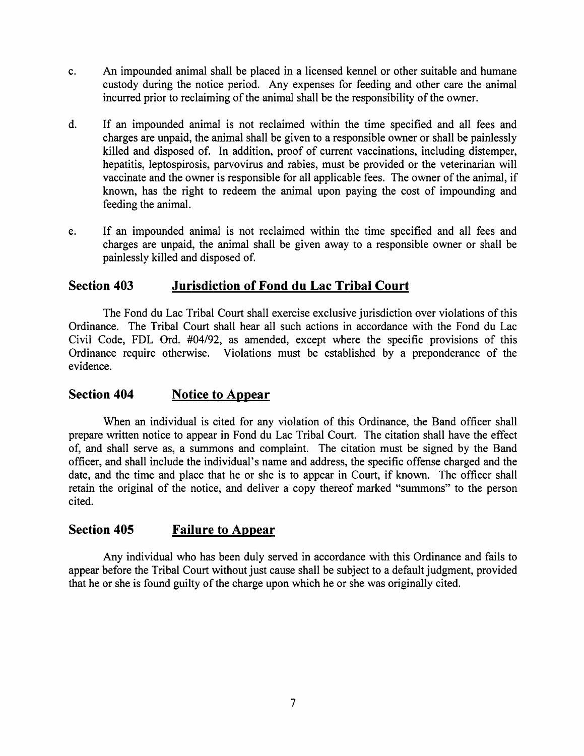c. An impounded animal shall be placed in a licensed kennel or other suitable and humane custody during the notice period. Any expenses for feeding and other care the animal incurred prior to reclaiming of the animal shall be the responsibility of the owner.

d. If an impounded animal is not reclaimed within the time specified and all fees and charges are unpaid, the animal shall be given to a responsible owner or shall be painlessly killed and disposed of. In addition, proof of current vaccinations, including distemper, hepatitis, leptospirosis, parvovirus and rabies, must be provided or the veterinarian will vaccinate and the owner is responsible for all applicable fees. The owner of the animal, if known, has the right to redeem the animal upon paying the cost of impounding and feeding the animal.

e. If an impounded animal is not reclaimed within the time specified and all fees and charges are unpaid, the animal shall be given away to a responsible owner or shall be painlessly killed and disposed of.

## Section 403 Jurisdiction of Fond du Lac Tribal Court

The Fond du Lac Tribal Court shall exercise exclusive jurisdiction over violations of this Ordinance. The Tribal Court shall hear all such actions in accordance with the Fond du Lac Civil Code, FDL Ord. #04/92, as amended, except where the specific provisions of this Ordinance require otherwise. Violations must be established by a preponderance of the evidence.

## Section 404 Notice to Appear

When an individual is cited for any violation of this Ordinance, the Band officer shall prepare written notice to appear in Fond du Lac Tribal Court. The citation shall have the effect of, and shall serve as, a summons and complaint. The citation must be signed by the Band officer, and shall include the individual's name and address, the specific offense charged and the date, and the time and place that he or she is to appear in Court, if known. The officer shall retain the original of the notice, and deliver a copy thereof marked "summons" to the person cited.

## Section 405 Failure to Appear

Any individual who has been duly served in accordance with this Ordinance and fails to appear before the Tribal Court without just cause shall be subject to a default judgment, provided that he or she is found guilty of the charge upon which he or she was originally cited.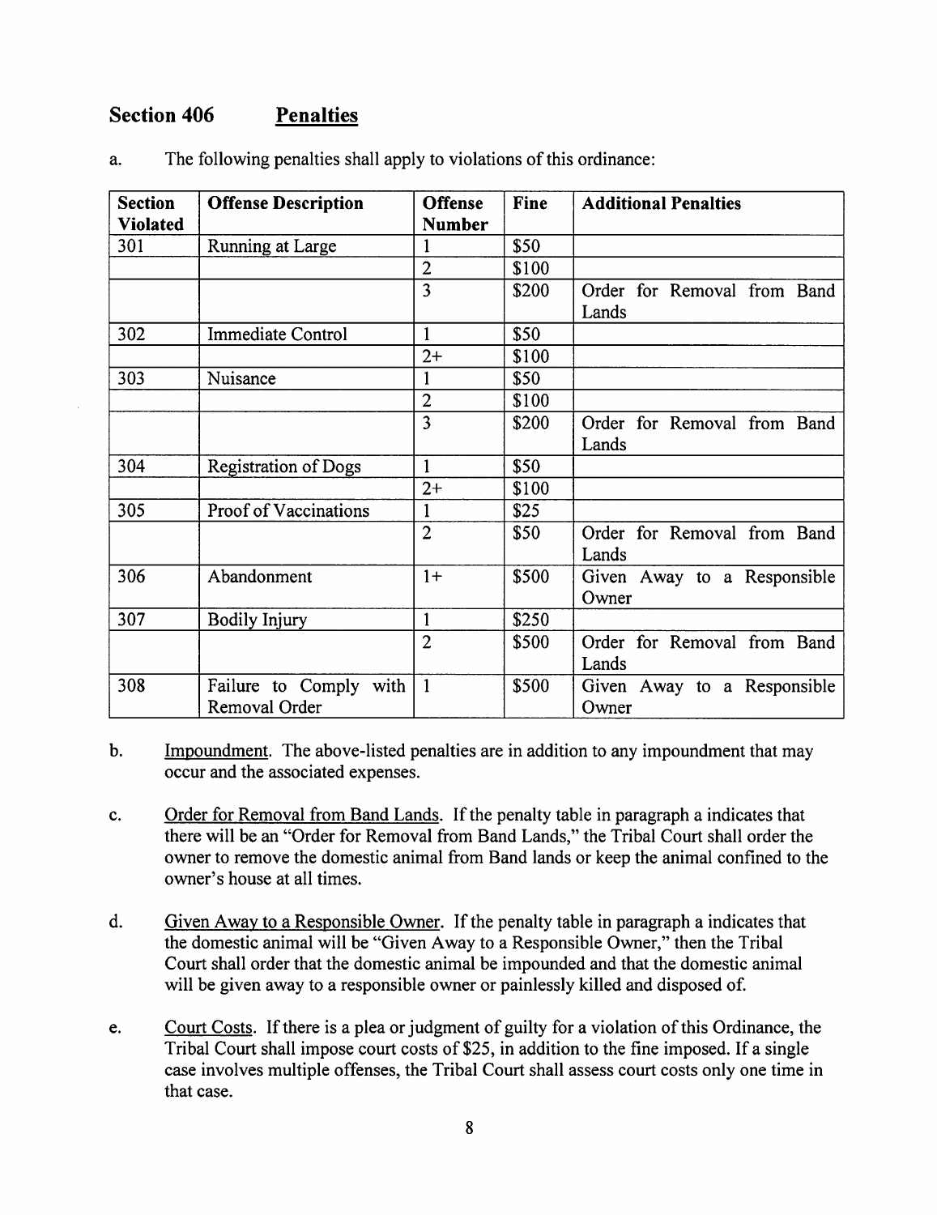## Section 406 Penalties

a. The following penalties shall apply to violations of this ordinance:

| Section Violated | Offense Description | Offense Number | Fine | Additional Penalties |
|---|---|---|---|---|
| 301 | Running at Large | 1 | $50 | |
| | | 2 | $100 | |
| | | 3 | $200 | Order for Removal from Band Lands |
| 302 | Immediate Control | 1 | $50 | |
| | | 2+ | $100 | |
| 303 | Nuisance | 1 | $50 | |
| | | 2 | $100 | |
| | | 3 | $200 | Order for Removal from Band Lands |
| 304 | Registration of Dogs | 1 | $50 | |
| | | 2+ | $100 | |
| 305 | Proof of Vaccinations | 1 | $25 | |
| | | 2 | $50 | Order for Removal from Band Lands |
| 306 | Abandonment | 1+ | $500 | Given Away to a Responsible Owner |
| 307 | Bodily Injury | 1 | $250 | |
| | | 2 | $500 | Order for Removal from Band Lands |
| 308 | Failure to Comply with Removal Order | 1 | $500 | Given Away to a Responsible Owner |

b. Impoundment. The above-listed penalties are in addition to any impoundment that may occur and the associated expenses.

c. Order for Removal from Band Lands. If the penalty table in paragraph a indicates that there will be an "Order for Removal from Band Lands," the Tribal Court shall order the owner to remove the domestic animal from Band lands or keep the animal confined to the owner's house at all times.

d. Given Away to a Responsible Owner. If the penalty table in paragraph a indicates that the domestic animal will be "Given Away to a Responsible Owner," then the Tribal Court shall order that the domestic animal be impounded and that the domestic animal will be given away to a responsible owner or painlessly killed and disposed of.

e. Court Costs. If there is a plea or judgment of guilty for a violation of this Ordinance, the Tribal Court shall impose court costs of $25, in addition to the fine imposed. If a single case involves multiple offenses, the Tribal Court shall assess court costs only one time in that case.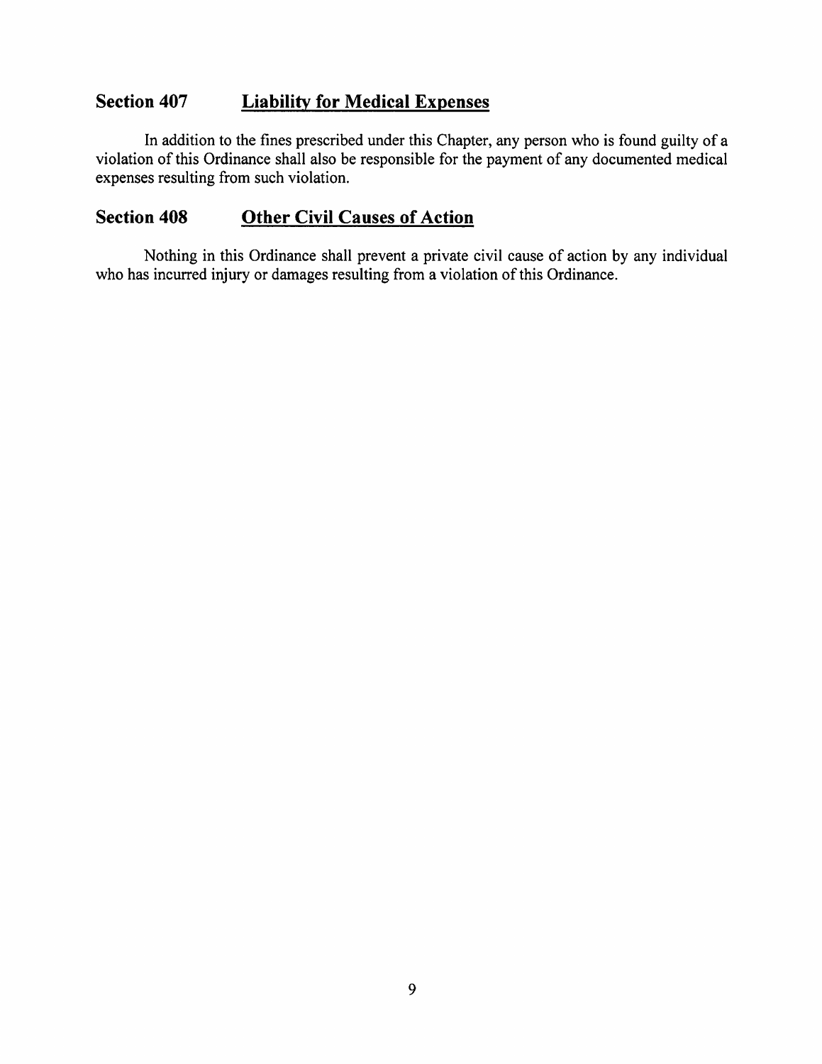## Section 407 Liability for Medical Expenses

In addition to the fines prescribed under this Chapter, any person who is found guilty of a violation of this Ordinance shall also be responsible for the payment of any documented medical expenses resulting from such violation.

## Section 408 Other Civil Causes of Action

Nothing in this Ordinance shall prevent a private civil cause of action by any individual who has incurred injury or damages resulting from a violation of this Ordinance.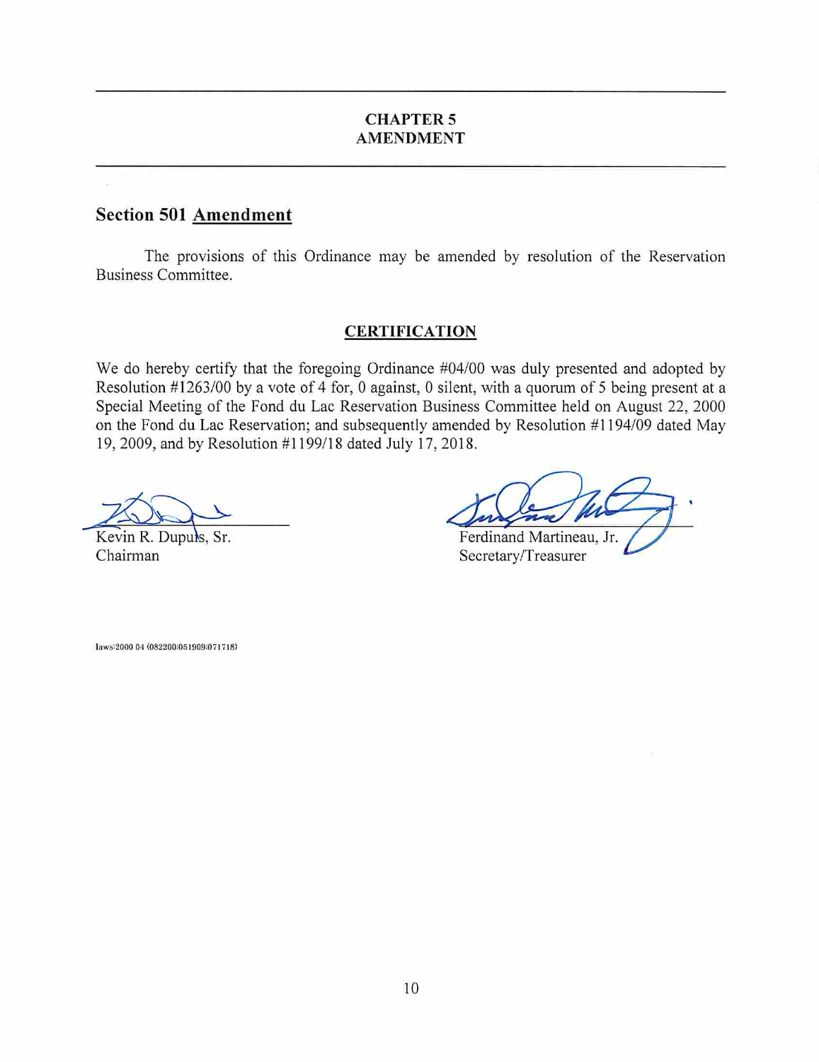## CHAPTER 5
## AMENDMENT

### Section 501 Amendment

The provisions of this Ordinance may be amended by resolution of the Reservation Business Committee.

**CERTIFICATION**

We do hereby certify that the foregoing Ordinance #04/00 was duly presented and adopted by Resolution #1263/00 by a vote of 4 for, 0 against, 0 silent, with a quorum of 5 being present at a Special Meeting of the Fond du Lac Reservation Business Committee held on August 22, 2000 on the Fond du Lac Reservation; and subsequently amended by Resolution #1194/09 dated May 19, 2009, and by Resolution #1199/18 dated July 17, 2018.

Kevin R. Dupuis, Sr.
Chairman

Ferdinand Martineau, Jr.
Secretary/Treasurer

laws:2000 04 (082200:051909:071718)